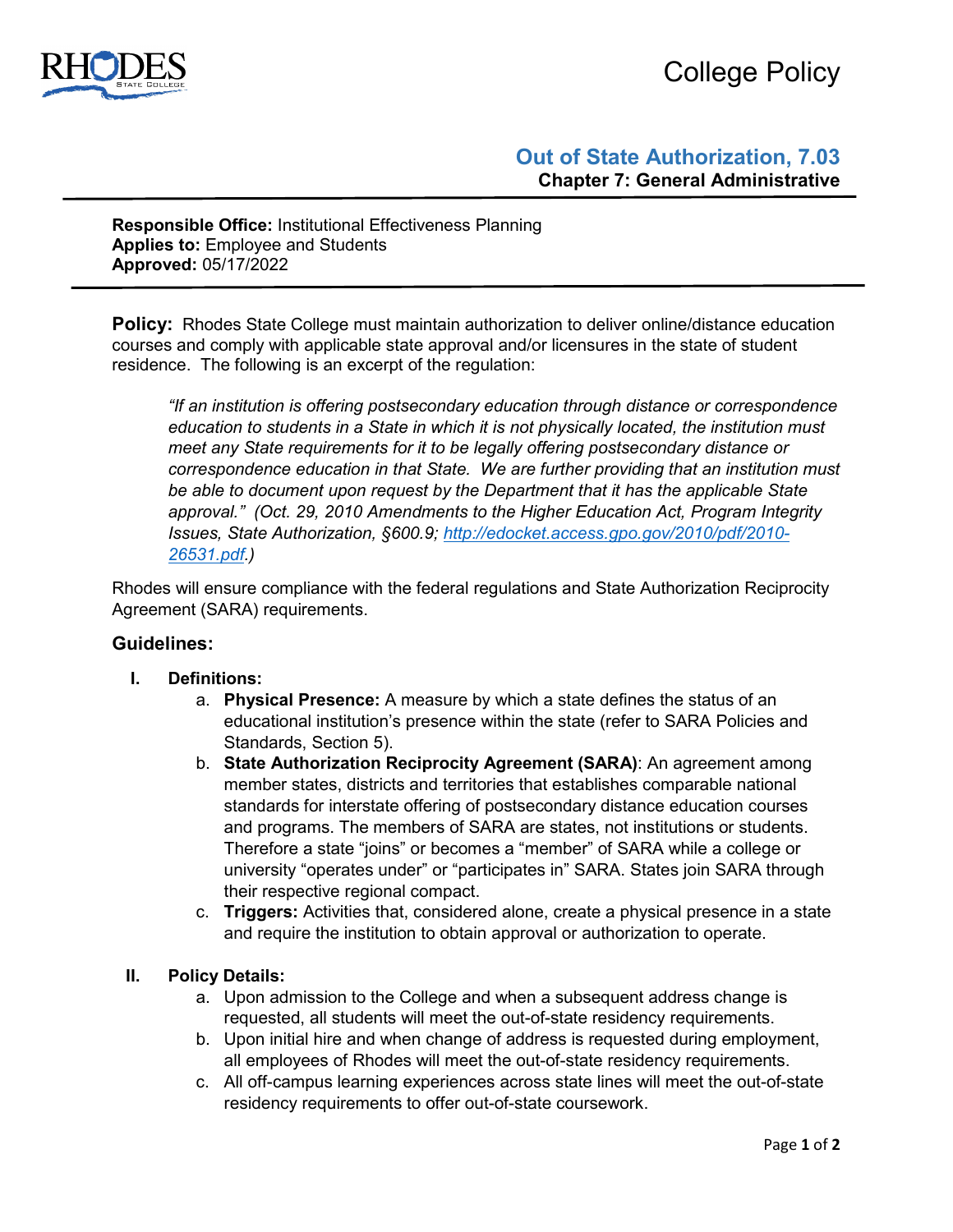# College Policy

## Out of State Authorization, 7.03

### Chapter 7: General Administrative

**Responsible Office:** Institutional Effectiveness Planning
**Applies to:** Employee and Students
**Approved:** 05/17/2022

---

**Policy:** Rhodes State College must maintain authorization to deliver online/distance education courses and comply with applicable state approval and/or licensures in the state of student residence. The following is an excerpt of the regulation:

> *"If an institution is offering postsecondary education through distance or correspondence education to students in a State in which it is not physically located, the institution must meet any State requirements for it to be legally offering postsecondary distance or correspondence education in that State. We are further providing that an institution must be able to document upon request by the Department that it has the applicable State approval." (Oct. 29, 2010 Amendments to the Higher Education Act, Program Integrity Issues, State Authorization, §600.9; http://edocket.access.gpo.gov/2010/pdf/2010-26531.pdf.)*

Rhodes will ensure compliance with the federal regulations and State Authorization Reciprocity Agreement (SARA) requirements.

### Guidelines:

**I. Definitions:**

a. **Physical Presence:** A measure by which a state defines the status of an educational institution's presence within the state (refer to SARA Policies and Standards, Section 5).

b. **State Authorization Reciprocity Agreement (SARA)**: An agreement among member states, districts and territories that establishes comparable national standards for interstate offering of postsecondary distance education courses and programs. The members of SARA are states, not institutions or students. Therefore a state "joins" or becomes a "member" of SARA while a college or university "operates under" or "participates in" SARA. States join SARA through their respective regional compact.

c. **Triggers:** Activities that, considered alone, create a physical presence in a state and require the institution to obtain approval or authorization to operate.

**II. Policy Details:**

a. Upon admission to the College and when a subsequent address change is requested, all students will meet the out-of-state residency requirements.

b. Upon initial hire and when change of address is requested during employment, all employees of Rhodes will meet the out-of-state residency requirements.

c. All off-campus learning experiences across state lines will meet the out-of-state residency requirements to offer out-of-state coursework.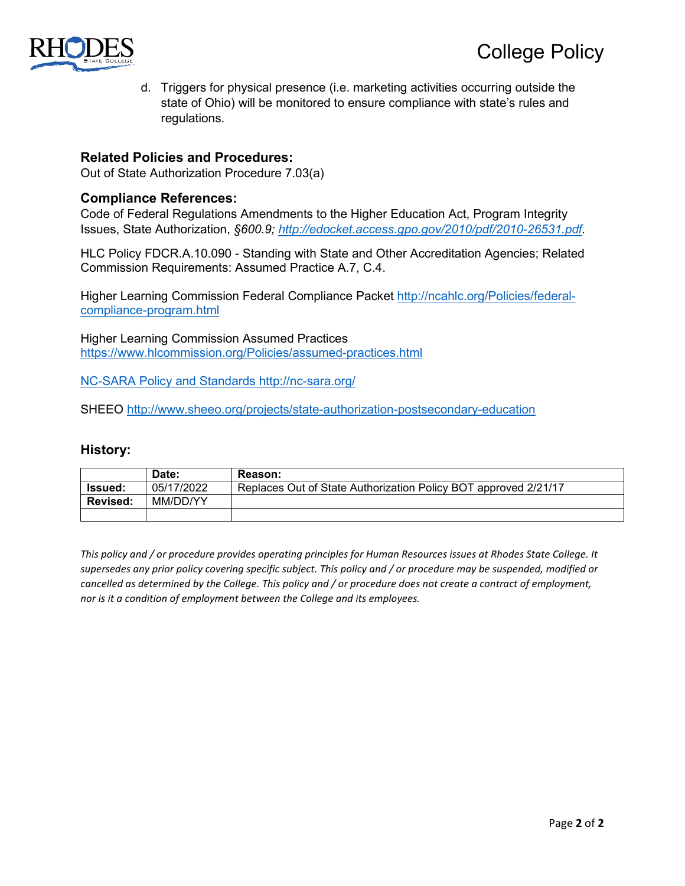d. Triggers for physical presence (i.e. marketing activities occurring outside the state of Ohio) will be monitored to ensure compliance with state's rules and regulations.

### Related Policies and Procedures:

Out of State Authorization Procedure 7.03(a)

### Compliance References:

Code of Federal Regulations Amendments to the Higher Education Act, Program Integrity Issues, State Authorization, *§600.9; http://edocket.access.gpo.gov/2010/pdf/2010-26531.pdf.*

HLC Policy FDCR.A.10.090 - Standing with State and Other Accreditation Agencies; Related Commission Requirements: Assumed Practice A.7, C.4.

Higher Learning Commission Federal Compliance Packet http://ncahlc.org/Policies/federal-compliance-program.html

Higher Learning Commission Assumed Practices
https://www.hlcommission.org/Policies/assumed-practices.html

NC-SARA Policy and Standards http://nc-sara.org/

SHEEO http://www.sheeo.org/projects/state-authorization-postsecondary-education

### History:

| | Date: | Reason: |
|---|---|---|
| **Issued:** | 05/17/2022 | Replaces Out of State Authorization Policy BOT approved 2/21/17 |
| **Revised:** | MM/DD/YY | |
| | | |

*This policy and / or procedure provides operating principles for Human Resources issues at Rhodes State College. It supersedes any prior policy covering specific subject. This policy and / or procedure may be suspended, modified or cancelled as determined by the College. This policy and / or procedure does not create a contract of employment, nor is it a condition of employment between the College and its employees.*